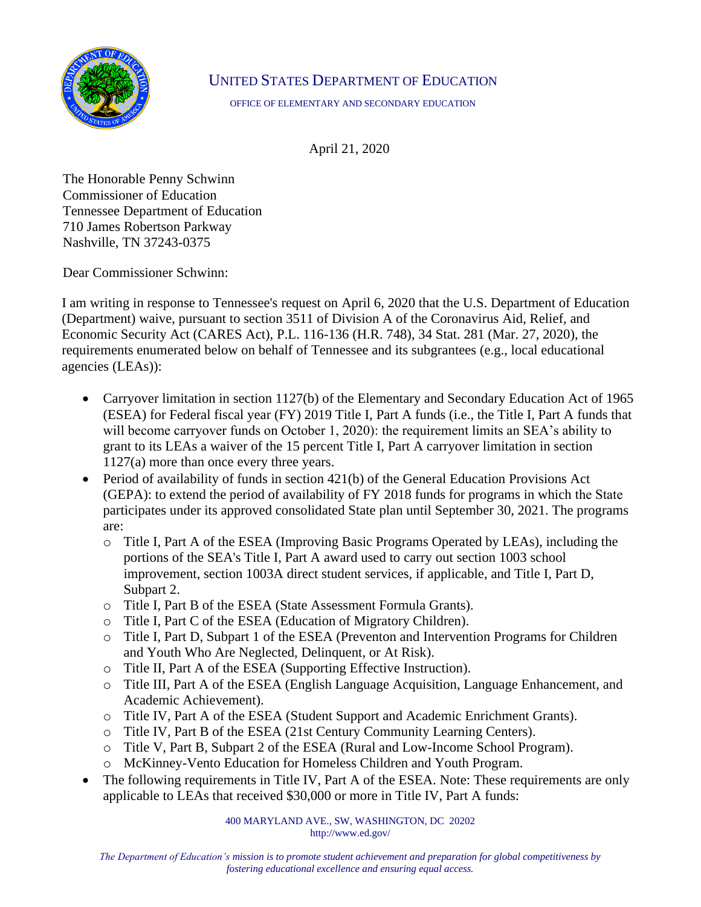UNITED STATES DEPARTMENT OF EDUCATION

OFFICE OF ELEMENTARY AND SECONDARY EDUCATION

April 21, 2020

The Honorable Penny Schwinn
Commissioner of Education
Tennessee Department of Education
710 James Robertson Parkway
Nashville, TN 37243-0375

Dear Commissioner Schwinn:

I am writing in response to Tennessee's request on April 6, 2020 that the U.S. Department of Education (Department) waive, pursuant to section 3511 of Division A of the Coronavirus Aid, Relief, and Economic Security Act (CARES Act), P.L. 116-136 (H.R. 748), 34 Stat. 281 (Mar. 27, 2020), the requirements enumerated below on behalf of Tennessee and its subgrantees (e.g., local educational agencies (LEAs)):

- Carryover limitation in section 1127(b) of the Elementary and Secondary Education Act of 1965 (ESEA) for Federal fiscal year (FY) 2019 Title I, Part A funds (i.e., the Title I, Part A funds that will become carryover funds on October 1, 2020): the requirement limits an SEA's ability to grant to its LEAs a waiver of the 15 percent Title I, Part A carryover limitation in section 1127(a) more than once every three years.
- Period of availability of funds in section 421(b) of the General Education Provisions Act (GEPA): to extend the period of availability of FY 2018 funds for programs in which the State participates under its approved consolidated State plan until September 30, 2021. The programs are:
  - Title I, Part A of the ESEA (Improving Basic Programs Operated by LEAs), including the portions of the SEA's Title I, Part A award used to carry out section 1003 school improvement, section 1003A direct student services, if applicable, and Title I, Part D, Subpart 2.
  - Title I, Part B of the ESEA (State Assessment Formula Grants).
  - Title I, Part C of the ESEA (Education of Migratory Children).
  - Title I, Part D, Subpart 1 of the ESEA (Preventon and Intervention Programs for Children and Youth Who Are Neglected, Delinquent, or At Risk).
  - Title II, Part A of the ESEA (Supporting Effective Instruction).
  - Title III, Part A of the ESEA (English Language Acquisition, Language Enhancement, and Academic Achievement).
  - Title IV, Part A of the ESEA (Student Support and Academic Enrichment Grants).
  - Title IV, Part B of the ESEA (21st Century Community Learning Centers).
  - Title V, Part B, Subpart 2 of the ESEA (Rural and Low-Income School Program).
  - McKinney-Vento Education for Homeless Children and Youth Program.
- The following requirements in Title IV, Part A of the ESEA. Note: These requirements are only applicable to LEAs that received $30,000 or more in Title IV, Part A funds: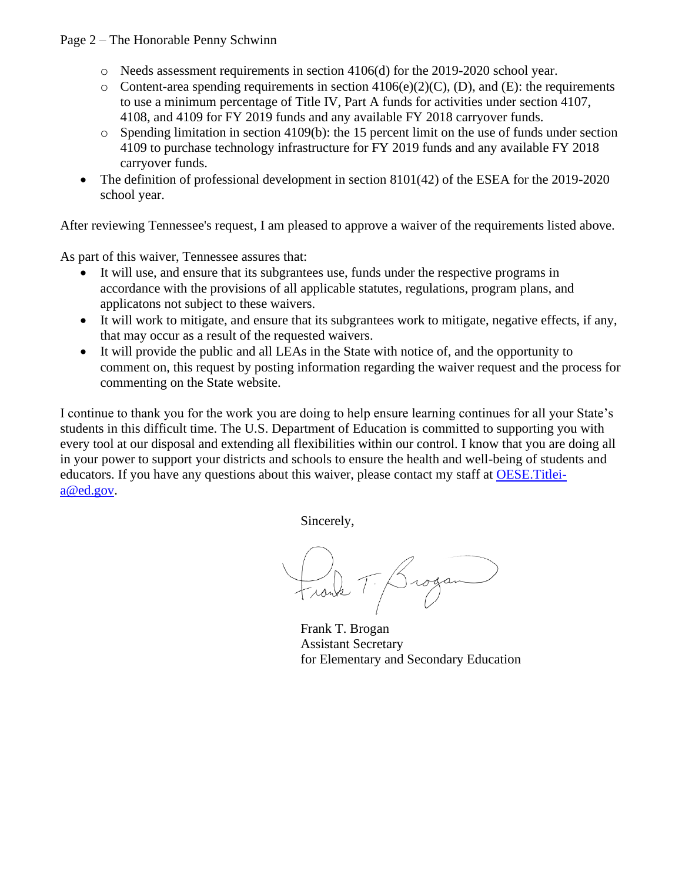Page 2 – The Honorable Penny Schwinn

  - Needs assessment requirements in section 4106(d) for the 2019-2020 school year.
  - Content-area spending requirements in section 4106(e)(2)(C), (D), and (E): the requirements to use a minimum percentage of Title IV, Part A funds for activities under section 4107, 4108, and 4109 for FY 2019 funds and any available FY 2018 carryover funds.
  - Spending limitation in section 4109(b): the 15 percent limit on the use of funds under section 4109 to purchase technology infrastructure for FY 2019 funds and any available FY 2018 carryover funds.
- The definition of professional development in section 8101(42) of the ESEA for the 2019-2020 school year.

After reviewing Tennessee's request, I am pleased to approve a waiver of the requirements listed above.

As part of this waiver, Tennessee assures that:

- It will use, and ensure that its subgrantees use, funds under the respective programs in accordance with the provisions of all applicable statutes, regulations, program plans, and applicatons not subject to these waivers.
- It will work to mitigate, and ensure that its subgrantees work to mitigate, negative effects, if any, that may occur as a result of the requested waivers.
- It will provide the public and all LEAs in the State with notice of, and the opportunity to comment on, this request by posting information regarding the waiver request and the process for commenting on the State website.

I continue to thank you for the work you are doing to help ensure learning continues for all your State's students in this difficult time. The U.S. Department of Education is committed to supporting you with every tool at our disposal and extending all flexibilities within our control. I know that you are doing all in your power to support your districts and schools to ensure the health and well-being of students and educators. If you have any questions about this waiver, please contact my staff at OESE.Titlei-a@ed.gov.

Sincerely,

Frank T. Brogan
Assistant Secretary
for Elementary and Secondary Education